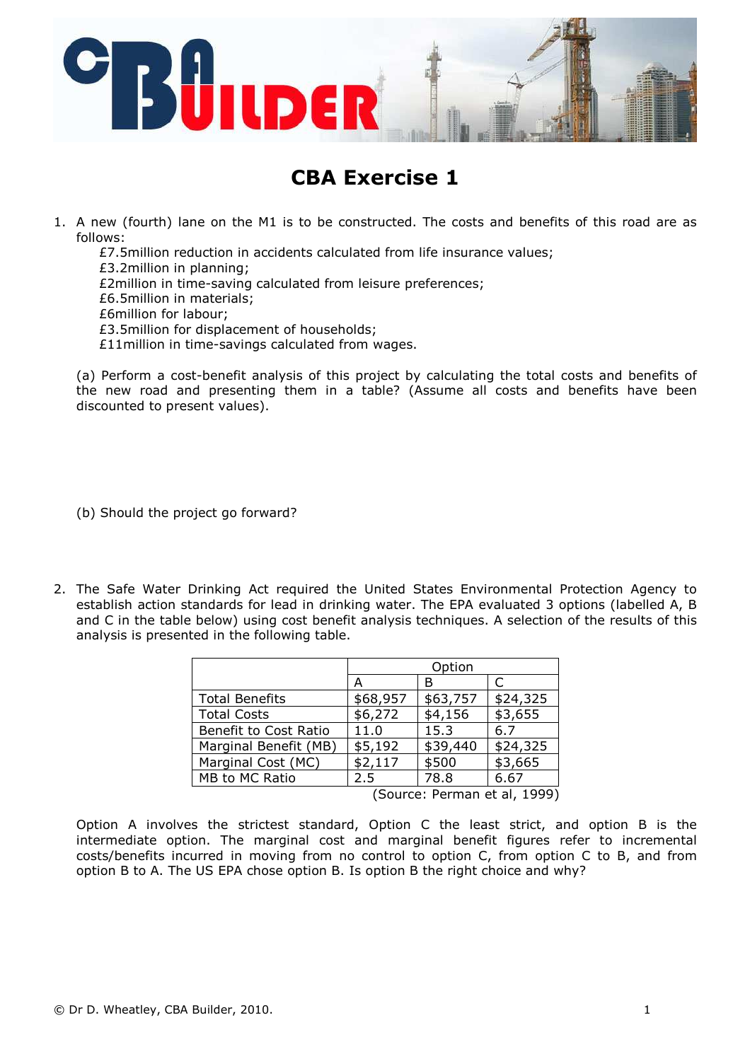# CBA Exercise 1

1. A new (fourth) lane on the M1 is to be constructed. The costs and benefits of this road are as follows:

   £7.5million reduction in accidents calculated from life insurance values;
   £3.2million in planning;
   £2million in time-saving calculated from leisure preferences;
   £6.5million in materials;
   £6million for labour;
   £3.5million for displacement of households;
   £11million in time-savings calculated from wages.

   (a) Perform a cost-benefit analysis of this project by calculating the total costs and benefits of the new road and presenting them in a table? (Assume all costs and benefits have been discounted to present values).

   (b) Should the project go forward?

2. The Safe Water Drinking Act required the United States Environmental Protection Agency to establish action standards for lead in drinking water. The EPA evaluated 3 options (labelled A, B and C in the table below) using cost benefit analysis techniques. A selection of the results of this analysis is presented in the following table.

| | Option | | |
|---|---|---|---|
| | A | B | C |
| Total Benefits | $68,957 | $63,757 | $24,325 |
| Total Costs | $6,272 | $4,156 | $3,655 |
| Benefit to Cost Ratio | 11.0 | 15.3 | 6.7 |
| Marginal Benefit (MB) | $5,192 | $39,440 | $24,325 |
| Marginal Cost (MC) | $2,117 | $500 | $3,665 |
| MB to MC Ratio | 2.5 | 78.8 | 6.67 |

(Source: Perman et al, 1999)

   Option A involves the strictest standard, Option C the least strict, and option B is the intermediate option. The marginal cost and marginal benefit figures refer to incremental costs/benefits incurred in moving from no control to option C, from option C to B, and from option B to A. The US EPA chose option B. Is option B the right choice and why?

© Dr D. Wheatley, CBA Builder, 2010.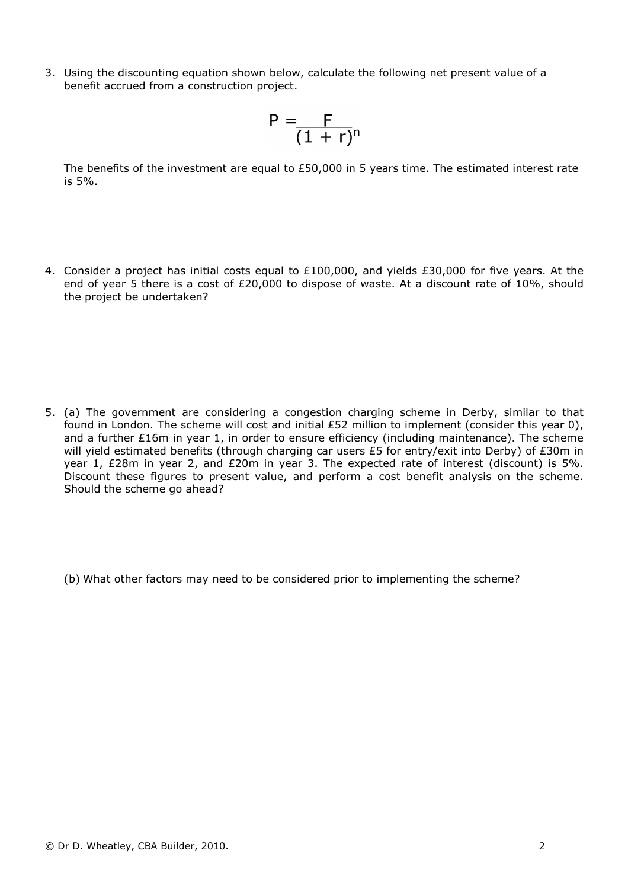3. Using the discounting equation shown below, calculate the following net present value of a benefit accrued from a construction project.

$$P = \frac{F}{(1 + r)^n}$$

The benefits of the investment are equal to £50,000 in 5 years time. The estimated interest rate is 5%.

4. Consider a project has initial costs equal to £100,000, and yields £30,000 for five years. At the end of year 5 there is a cost of £20,000 to dispose of waste. At a discount rate of 10%, should the project be undertaken?

5. (a) The government are considering a congestion charging scheme in Derby, similar to that found in London. The scheme will cost and initial £52 million to implement (consider this year 0), and a further £16m in year 1, in order to ensure efficiency (including maintenance). The scheme will yield estimated benefits (through charging car users £5 for entry/exit into Derby) of £30m in year 1, £28m in year 2, and £20m in year 3. The expected rate of interest (discount) is 5%. Discount these figures to present value, and perform a cost benefit analysis on the scheme. Should the scheme go ahead?

   (b) What other factors may need to be considered prior to implementing the scheme?

© Dr D. Wheatley, CBA Builder, 2010.